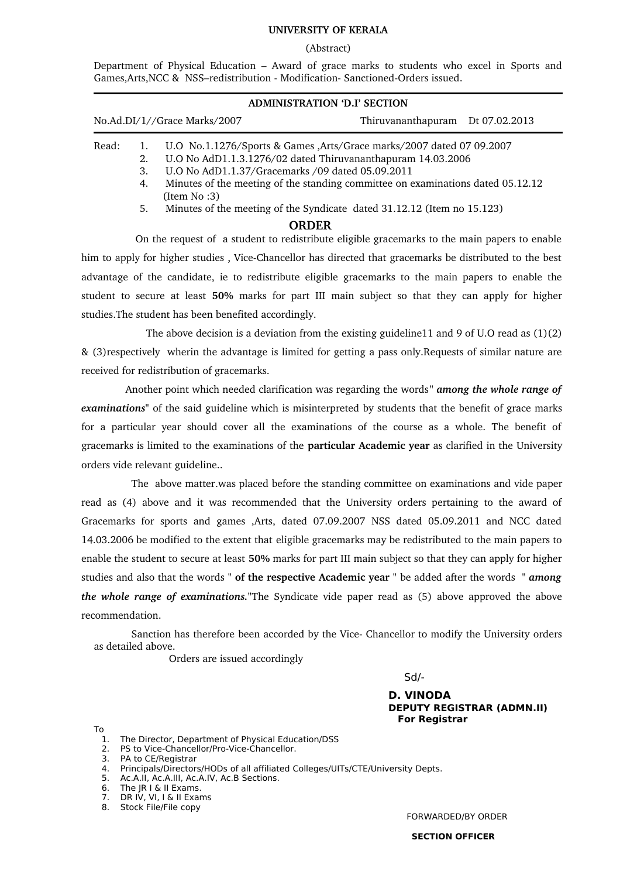**UNIVERSITY OF KERALA**

(Abstract)

Department of Physical Education – Award of grace marks to students who excel in Sports and Games,Arts,NCC & NSS–redistribution - Modification- Sanctioned-Orders issued.

---

**ADMINISTRATION 'D.I' SECTION**

No.Ad.DI/1//Grace Marks/2007 Thiruvananthapuram Dt 07.02.2013

---

Read:

1. U.O No.1.1276/Sports & Games ,Arts/Grace marks/2007 dated 07 09.2007
2. U.O No AdD1.1.3.1276/02 dated Thiruvananthapuram 14.03.2006
3. U.O No AdD1.1.37/Gracemarks /09 dated 05.09.2011
4. Minutes of the meeting of the standing committee on examinations dated 05.12.12 (Item No :3)
5. Minutes of the meeting of the Syndicate dated 31.12.12 (Item no 15.123)

## ORDER

On the request of a student to redistribute eligible gracemarks to the main papers to enable him to apply for higher studies , Vice-Chancellor has directed that gracemarks be distributed to the best advantage of the candidate, ie to redistribute eligible gracemarks to the main papers to enable the student to secure at least **50%** marks for part III main subject so that they can apply for higher studies.The student has been benefited accordingly.

The above decision is a deviation from the existing guideline11 and 9 of U.O read as (1)(2) & (3)respectively wherin the advantage is limited for getting a pass only.Requests of similar nature are received for redistribution of gracemarks.

Another point which needed clarification was regarding the words" ***among the whole range of examinations***" of the said guideline which is misinterpreted by students that the benefit of grace marks for a particular year should cover all the examinations of the course as a whole. The benefit of gracemarks is limited to the examinations of the **particular Academic year** as clarified in the University orders vide relevant guideline..

The above matter.was placed before the standing committee on examinations and vide paper read as (4) above and it was recommended that the University orders pertaining to the award of Gracemarks for sports and games ,Arts, dated 07.09.2007 NSS dated 05.09.2011 and NCC dated 14.03.2006 be modified to the extent that eligible gracemarks may be redistributed to the main papers to enable the student to secure at least **50%** marks for part III main subject so that they can apply for higher studies and also that the words " **of the respective Academic year** " be added after the words " ***among the whole range of examinations.***"The Syndicate vide paper read as (5) above approved the above recommendation.

Sanction has therefore been accorded by the Vice- Chancellor to modify the University orders as detailed above.

Orders are issued accordingly

Sd/-

**D. VINODA**
**DEPUTY REGISTRAR (ADMN.II)**
**For Registrar**

To

1. The Director, Department of Physical Education/DSS
2. PS to Vice-Chancellor/Pro-Vice-Chancellor.
3. PA to CE/Registrar
4. Principals/Directors/HODs of all affiliated Colleges/UITs/CTE/University Depts.
5. Ac.A.II, Ac.A.III, Ac.A.IV, Ac.B Sections.
6. The JR I & II Exams.
7. DR IV, VI, I & II Exams
8. Stock File/File copy

FORWARDED/BY ORDER

**SECTION OFFICER**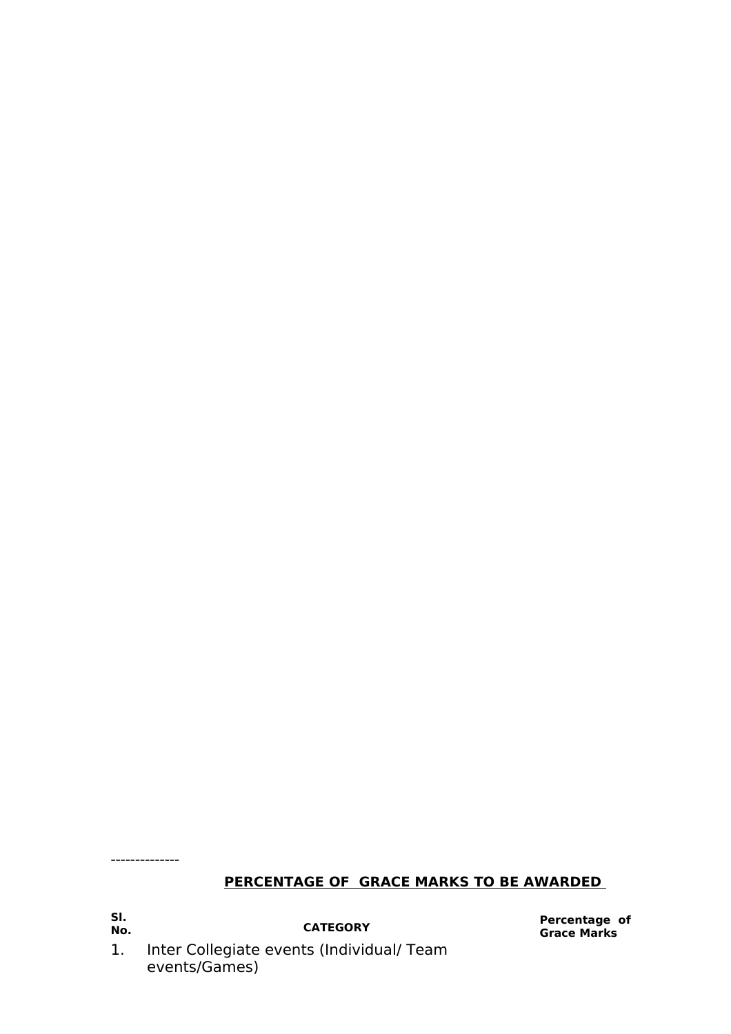--------------

**<u>PERCENTAGE OF GRACE MARKS TO BE AWARDED</u>**

| Sl. No. | CATEGORY | Percentage of Grace Marks |
|---|---|---|
| 1. | Inter Collegiate events (Individual/ Team events/Games) | |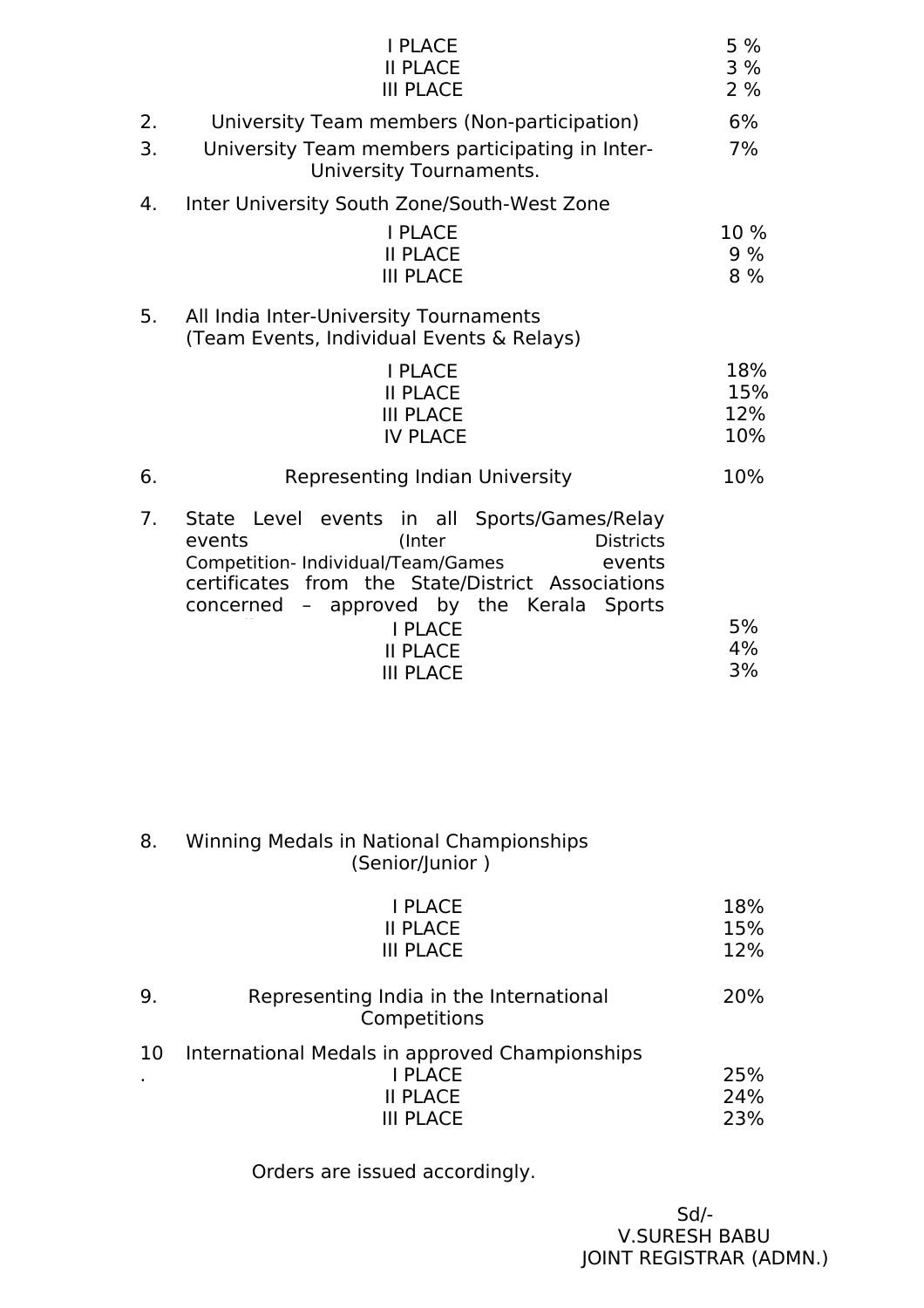| | | |
|---|---|---|
| | I PLACE | 5 % |
| | II PLACE | 3 % |
| | III PLACE | 2 % |
| 2. | University Team members (Non-participation) | 6% |
| 3. | University Team members participating in Inter-University Tournaments. | 7% |
| 4. | Inter University South Zone/South-West Zone | |
| | I PLACE | 10 % |
| | II PLACE | 9 % |
| | III PLACE | 8 % |
| 5. | All India Inter-University Tournaments (Team Events, Individual Events & Relays) | |
| | I PLACE | 18% |
| | II PLACE | 15% |
| | III PLACE | 12% |
| | IV PLACE | 10% |
| 6. | Representing Indian University | 10% |
| 7. | State Level events in all Sports/Games/Relay events (Inter Districts Competition- Individual/Team/Games events certificates from the State/District Associations concerned – approved by the Kerala Sports | |
| | I PLACE | 5% |
| | II PLACE | 4% |
| | III PLACE | 3% |
| 8. | Winning Medals in National Championships (Senior/Junior ) | |
| | I PLACE | 18% |
| | II PLACE | 15% |
| | III PLACE | 12% |
| 9. | Representing India in the International Competitions | 20% |
| 10. | International Medals in approved Championships | |
| | I PLACE | 25% |
| | II PLACE | 24% |
| | III PLACE | 23% |

Orders are issued accordingly.

Sd/-
V.SURESH BABU
JOINT REGISTRAR (ADMN.)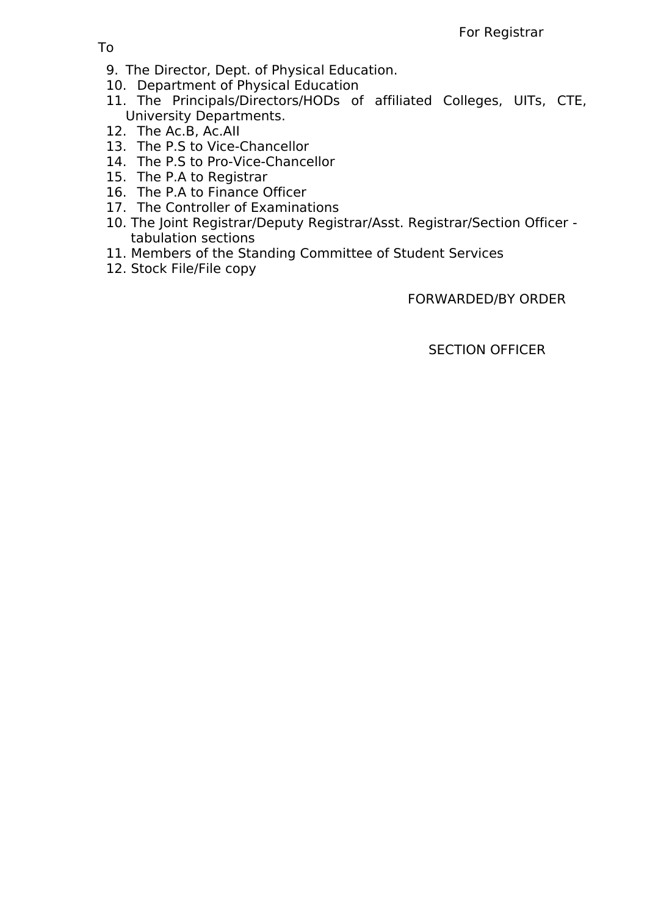For Registrar

To

9. The Director, Dept. of Physical Education.
10. Department of Physical Education
11. The Principals/Directors/HODs of affiliated Colleges, UITs, CTE, University Departments.
12. The Ac.B, Ac.AII
13. The P.S to Vice-Chancellor
14. The P.S to Pro-Vice-Chancellor
15. The P.A to Registrar
16. The P.A to Finance Officer
17. The Controller of Examinations
10. The Joint Registrar/Deputy Registrar/Asst. Registrar/Section Officer - tabulation sections
11. Members of the Standing Committee of Student Services
12. Stock File/File copy

FORWARDED/BY ORDER

SECTION OFFICER